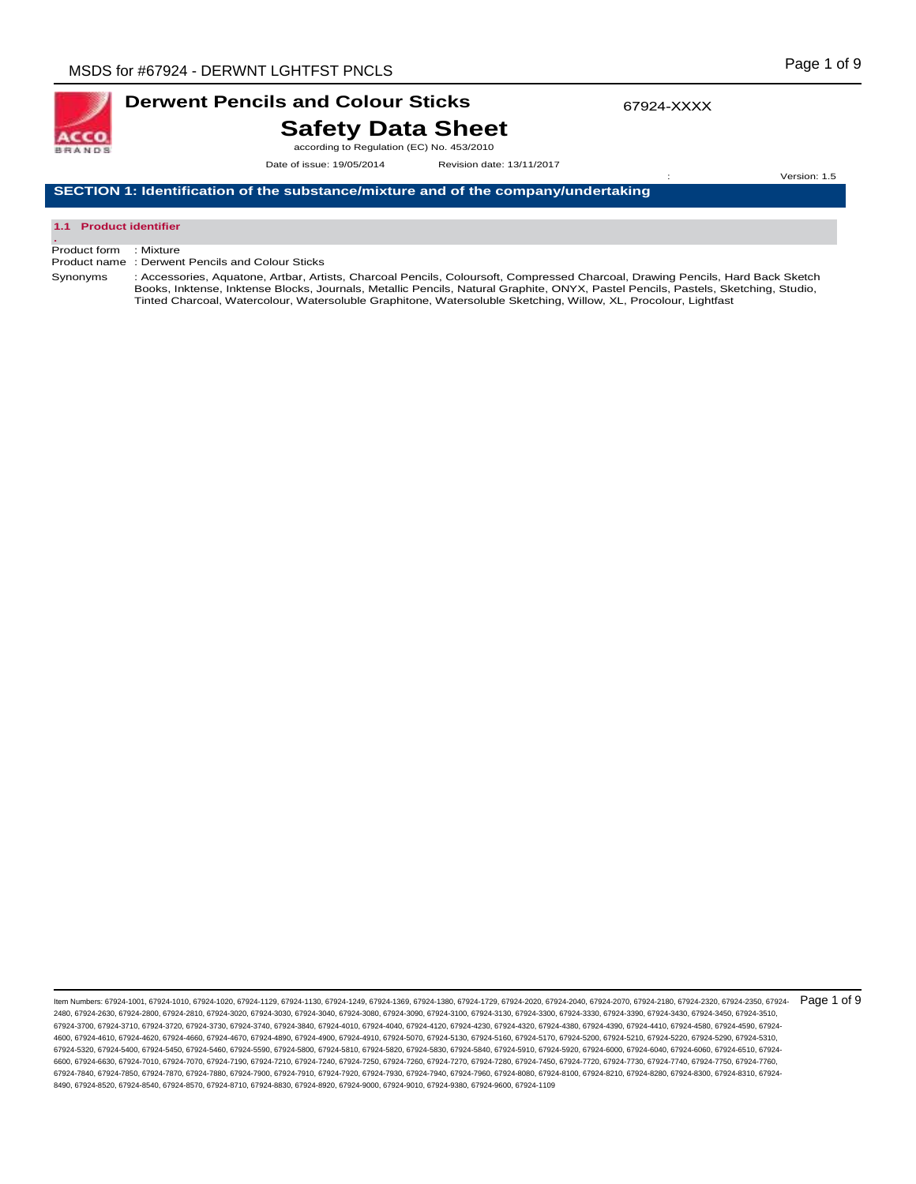# Derwent Pencils and Colour Sticks

67924-XXXX

## Safety Data Sheet

according to Regulation (EC) No. 453/2010

Date of issue: 19/05/2014 Revision date: 13/11/2017

Version: 1.5

## SECTION 1: Identification of the substance/mixture and of the company/undertaking

### 1.1 Product identifier

Product form : Mixture

Product name : Derwent Pencils and Colour Sticks

Synonyms : Accessories, Aquatone, Artbar, Artists, Charcoal Pencils, Coloursoft, Compressed Charcoal, Drawing Pencils, Hard Back Sketch Books, Inktense, Inktense Blocks, Journals, Metallic Pencils, Natural Graphite, ONYX, Pastel Pencils, Pastels, Sketching, Studio, Tinted Charcoal, Watercolour, Watersoluble Graphitone, Watersoluble Sketching, Willow, XL, Procolour, Lightfast

Item Numbers: 67924-1001, 67924-1010, 67924-1020, 67924-1129, 67924-1130, 67924-1249, 67924-1369, 67924-1380, 67924-1729, 67924-2020, 67924-2040, 67924-2070, 67924-2180, 67924-2320, 67924-2350, 67924-2480, 67924-2630, 67924-2800, 67924-2810, 67924-3020, 67924-3030, 67924-3040, 67924-3080, 67924-3090, 67924-3100, 67924-3130, 67924-3300, 67924-3330, 67924-3390, 67924-3430, 67924-3450, 67924-3510, 67924-3700, 67924-3710, 67924-3720, 67924-3730, 67924-3740, 67924-3840, 67924-4010, 67924-4040, 67924-4120, 67924-4230, 67924-4320, 67924-4380, 67924-4390, 67924-4410, 67924-4580, 67924-4590, 67924-4600, 67924-4610, 67924-4620, 67924-4660, 67924-4670, 67924-4890, 67924-4900, 67924-4910, 67924-5070, 67924-5130, 67924-5160, 67924-5170, 67924-5200, 67924-5210, 67924-5220, 67924-5290, 67924-5310, 67924-5320, 67924-5400, 67924-5450, 67924-5460, 67924-5590, 67924-5800, 67924-5810, 67924-5820, 67924-5830, 67924-5840, 67924-5910, 67924-5920, 67924-6000, 67924-6040, 67924-6060, 67924-6510, 67924-6600, 67924-6630, 67924-7010, 67924-7070, 67924-7190, 67924-7210, 67924-7240, 67924-7250, 67924-7260, 67924-7270, 67924-7280, 67924-7450, 67924-7720, 67924-7730, 67924-7740, 67924-7750, 67924-7760, 67924-7840, 67924-7850, 67924-7870, 67924-7880, 67924-7900, 67924-7910, 67924-7920, 67924-7930, 67924-7940, 67924-7960, 67924-8080, 67924-8100, 67924-8210, 67924-8280, 67924-8300, 67924-8310, 67924-8490, 67924-8520, 67924-8540, 67924-8570, 67924-8710, 67924-8830, 67924-8920, 67924-9000, 67924-9010, 67924-9380, 67924-9600, 67924-1109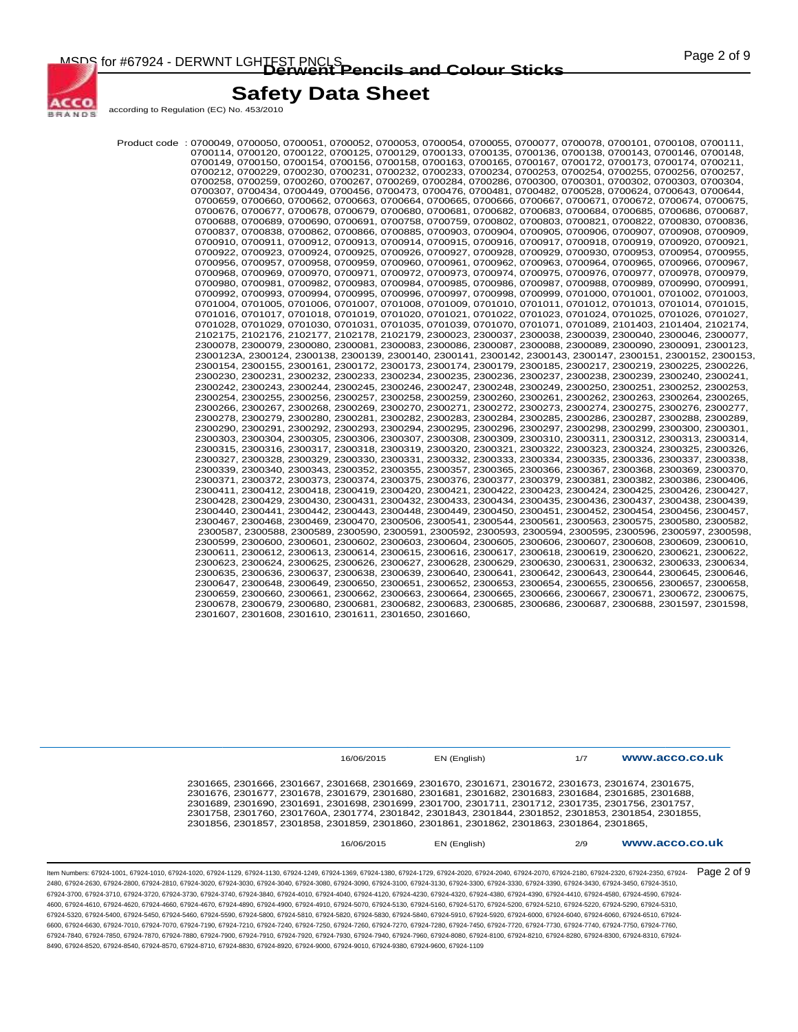# Safety Data Sheet

according to Regulation (EC) No. 453/2010

Product code : 0700049, 0700050, 0700051, 0700052, 0700053, 0700054, 0700055, 0700077, 0700078, 0700101, 0700108, 0700111, 0700114, 0700120, 0700122, 0700125, 0700129, 0700133, 0700135, 0700136, 0700138, 0700143, 0700146, 0700148, 0700149, 0700150, 0700154, 0700156, 0700158, 0700163, 0700165, 0700167, 0700172, 0700173, 0700174, 0700211, 0700212, 0700229, 0700230, 0700231, 0700232, 0700233, 0700234, 0700253, 0700254, 0700255, 0700256, 0700257, 0700258, 0700259, 0700260, 0700267, 0700269, 0700284, 0700286, 0700300, 0700301, 0700302, 0700303, 0700304, 0700307, 0700434, 0700449, 0700456, 0700473, 0700476, 0700481, 0700482, 0700528, 0700624, 0700643, 0700644, 0700659, 0700660, 0700662, 0700663, 0700664, 0700665, 0700666, 0700667, 0700671, 0700672, 0700674, 0700675, 0700676, 0700677, 0700678, 0700679, 0700680, 0700681, 0700682, 0700683, 0700684, 0700685, 0700686, 0700687, 0700688, 0700689, 0700690, 0700691, 0700758, 0700759, 0700802, 0700803, 0700821, 0700822, 0700830, 0700836, 0700837, 0700838, 0700862, 0700866, 0700885, 0700903, 0700904, 0700905, 0700906, 0700907, 0700908, 0700909, 0700910, 0700911, 0700912, 0700913, 0700914, 0700915, 0700916, 0700917, 0700918, 0700919, 0700920, 0700921, 0700922, 0700923, 0700924, 0700925, 0700926, 0700927, 0700928, 0700929, 0700930, 0700953, 0700954, 0700955, 0700956, 0700957, 0700958, 0700959, 0700960, 0700961, 0700962, 0700963, 0700964, 0700965, 0700966, 0700967, 0700968, 0700969, 0700970, 0700971, 0700972, 0700973, 0700974, 0700975, 0700976, 0700977, 0700978, 0700979, 0700980, 0700981, 0700982, 0700983, 0700984, 0700985, 0700986, 0700987, 0700988, 0700989, 0700990, 0700991, 0700992, 0700993, 0700994, 0700995, 0700996, 0700997, 0700998, 0700999, 0701000, 0701001, 0701002, 0701003, 0701004, 0701005, 0701006, 0701007, 0701008, 0701009, 0701010, 0701011, 0701012, 0701013, 0701014, 0701015, 0701016, 0701017, 0701018, 0701019, 0701020, 0701021, 0701022, 0701023, 0701024, 0701025, 0701026, 0701027, 0701028, 0701029, 0701030, 0701031, 0701035, 0701039, 0701070, 0701071, 0701089, 2101403, 2101404, 2102174, 2102175, 2102176, 2102177, 2102178, 2102179, 2300023, 2300037, 2300038, 2300039, 2300040, 2300046, 2300077, 2300078, 2300079, 2300080, 2300081, 2300083, 2300086, 2300087, 2300088, 2300089, 2300090, 2300091, 2300123, 2300123A, 2300124, 2300138, 2300139, 2300140, 2300141, 2300142, 2300143, 2300147, 2300151, 2300152, 2300153, 2300154, 2300155, 2300161, 2300172, 2300173, 2300174, 2300179, 2300185, 2300217, 2300219, 2300225, 2300226, 2300230, 2300231, 2300232, 2300233, 2300234, 2300235, 2300236, 2300237, 2300238, 2300239, 2300240, 2300241, 2300242, 2300243, 2300244, 2300245, 2300246, 2300247, 2300248, 2300249, 2300250, 2300251, 2300252, 2300253, 2300254, 2300255, 2300256, 2300257, 2300258, 2300259, 2300260, 2300261, 2300262, 2300263, 2300264, 2300265, 2300266, 2300267, 2300268, 2300269, 2300270, 2300271, 2300272, 2300273, 2300274, 2300275, 2300276, 2300277, 2300278, 2300279, 2300280, 2300281, 2300282, 2300283, 2300284, 2300285, 2300286, 2300287, 2300288, 2300289, 2300290, 2300291, 2300292, 2300293, 2300294, 2300295, 2300296, 2300297, 2300298, 2300299, 2300300, 2300301, 2300303, 2300304, 2300305, 2300306, 2300307, 2300308, 2300309, 2300310, 2300311, 2300312, 2300313, 2300314, 2300315, 2300316, 2300317, 2300318, 2300319, 2300320, 2300321, 2300322, 2300323, 2300324, 2300325, 2300326, 2300327, 2300328, 2300329, 2300330, 2300331, 2300332, 2300333, 2300334, 2300335, 2300336, 2300337, 2300338, 2300339, 2300340, 2300343, 2300352, 2300355, 2300357, 2300365, 2300366, 2300367, 2300368, 2300369, 2300370, 2300371, 2300372, 2300373, 2300374, 2300375, 2300376, 2300377, 2300379, 2300381, 2300382, 2300386, 2300406, 2300411, 2300412, 2300418, 2300419, 2300420, 2300421, 2300422, 2300423, 2300424, 2300425, 2300426, 2300427, 2300428, 2300429, 2300430, 2300431, 2300432, 2300433, 2300434, 2300435, 2300436, 2300437, 2300438, 2300439, 2300440, 2300441, 2300442, 2300443, 2300448, 2300449, 2300450, 2300451, 2300452, 2300454, 2300456, 2300457, 2300467, 2300468, 2300469, 2300470, 2300506, 2300541, 2300544, 2300561, 2300563, 2300575, 2300580, 2300582, 2300587, 2300588, 2300589, 2300590, 2300591, 2300592, 2300593, 2300594, 2300595, 2300596, 2300597, 2300598, 2300599, 2300600, 2300601, 2300602, 2300603, 2300604, 2300605, 2300606, 2300607, 2300608, 2300609, 2300610, 2300611, 2300612, 2300613, 2300614, 2300615, 2300616, 2300617, 2300618, 2300619, 2300620, 2300621, 2300622, 2300623, 2300624, 2300625, 2300626, 2300627, 2300628, 2300629, 2300630, 2300631, 2300632, 2300633, 2300634, 2300635, 2300636, 2300637, 2300638, 2300639, 2300640, 2300641, 2300642, 2300643, 2300644, 2300645, 2300646, 2300647, 2300648, 2300649, 2300650, 2300651, 2300652, 2300653, 2300654, 2300655, 2300656, 2300657, 2300658, 2300659, 2300660, 2300661, 2300662, 2300663, 2300664, 2300665, 2300666, 2300667, 2300671, 2300672, 2300675, 2300678, 2300679, 2300680, 2300681, 2300682, 2300683, 2300685, 2300686, 2300687, 2300688, 2301597, 2301598, 2301607, 2301608, 2301610, 2301611, 2301650, 2301660, 2301665, 2301666, 2301667, 2301668, 2301669, 2301670, 2301671, 2301672, 2301673, 2301674, 2301675, 2301676, 2301677, 2301678, 2301679, 2301680, 2301681, 2301682, 2301683, 2301684, 2301685, 2301688, 2301689, 2301690, 2301691, 2301698, 2301699, 2301700, 2301711, 2301712, 2301735, 2301756, 2301757, 2301758, 2301760, 2301760A, 2301774, 2301842, 2301843, 2301844, 2301852, 2301853, 2301854, 2301855, 2301856, 2301857, 2301858, 2301859, 2301860, 2301861, 2301862, 2301863, 2301864, 2301865,

Item Numbers: 67924-1001, 67924-1010, 67924-1020, 67924-1129, 67924-1130, 67924-1249, 67924-1369, 67924-1380, 67924-1729, 67924-2020, 67924-2040, 67924-2070, 67924-2180, 67924-2320, 67924-2350, 67924-2480, 67924-2630, 67924-2800, 67924-2810, 67924-3020, 67924-3030, 67924-3040, 67924-3080, 67924-3090, 67924-3100, 67924-3130, 67924-3300, 67924-3330, 67924-3390, 67924-3430, 67924-3450, 67924-3510, 67924-3700, 67924-3710, 67924-3720, 67924-3730, 67924-3740, 67924-3840, 67924-4010, 67924-4040, 67924-4120, 67924-4230, 67924-4320, 67924-4380, 67924-4390, 67924-4410, 67924-4580, 67924-4590, 67924-4600, 67924-4610, 67924-4620, 67924-4660, 67924-4670, 67924-4890, 67924-4900, 67924-4910, 67924-5070, 67924-5130, 67924-5160, 67924-5170, 67924-5200, 67924-5210, 67924-5220, 67924-5290, 67924-5310, 67924-5320, 67924-5400, 67924-5450, 67924-5460, 67924-5590, 67924-5800, 67924-5810, 67924-5820, 67924-5830, 67924-5840, 67924-5910, 67924-5920, 67924-6000, 67924-6040, 67924-6060, 67924-6510, 67924-6600, 67924-6630, 67924-7010, 67924-7070, 67924-7190, 67924-7210, 67924-7240, 67924-7250, 67924-7260, 67924-7270, 67924-7280, 67924-7450, 67924-7720, 67924-7730, 67924-7740, 67924-7750, 67924-7760, 67924-7840, 67924-7850, 67924-7870, 67924-7880, 67924-7900, 67924-7910, 67924-7920, 67924-7930, 67924-7940, 67924-7960, 67924-8080, 67924-8100, 67924-8210, 67924-8280, 67924-8300, 67924-8310, 67924-8490, 67924-8520, 67924-8540, 67924-8570, 67924-8710, 67924-8830, 67924-8920, 67924-9000, 67924-9010, 67924-9380, 67924-9600, 67924-1109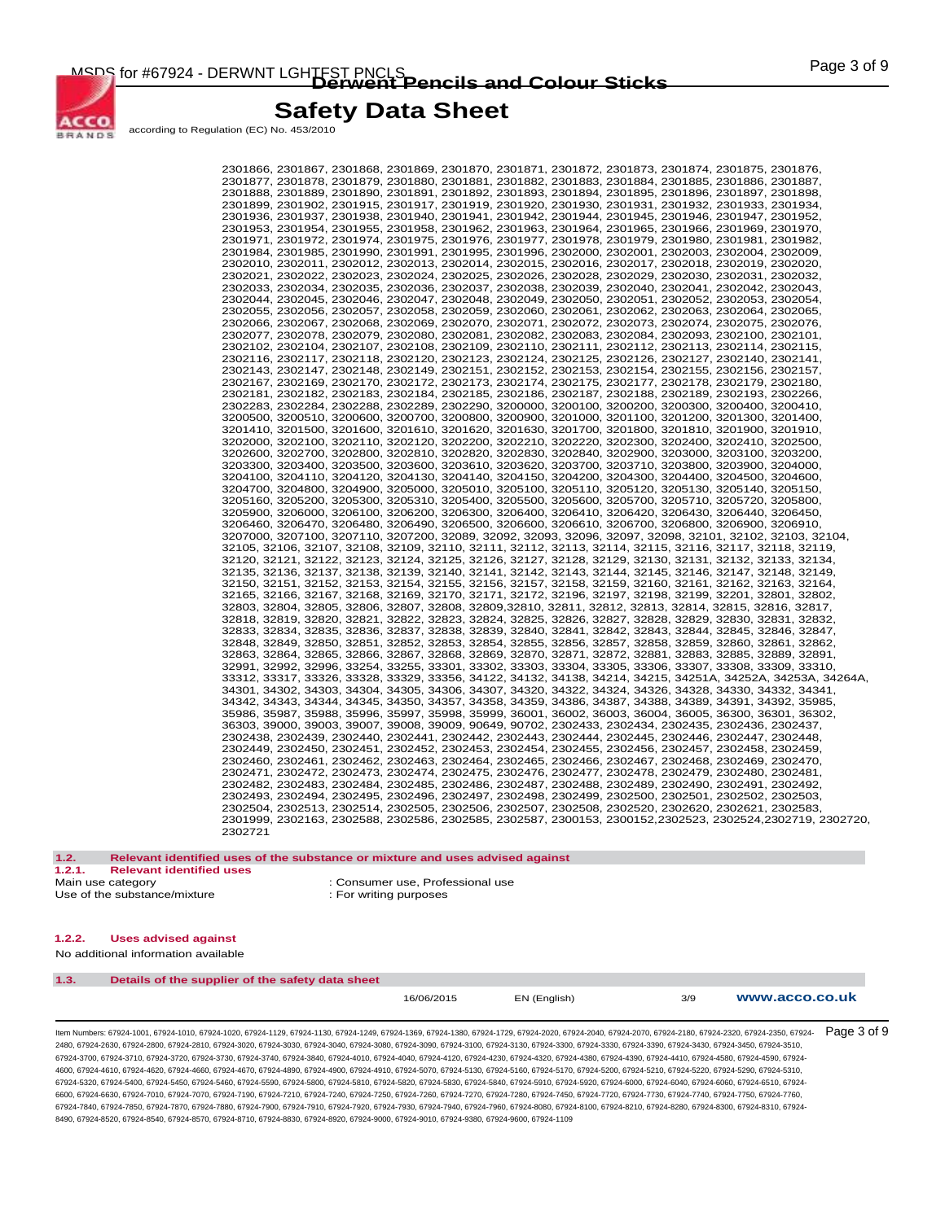2301866, 2301867, 2301868, 2301869, 2301870, 2301871, 2301872, 2301873, 2301874, 2301875, 2301876, 2301877, 2301878, 2301879, 2301880, 2301881, 2301882, 2301883, 2301884, 2301885, 2301886, 2301887, 2301888, 2301889, 2301890, 2301891, 2301892, 2301893, 2301894, 2301895, 2301896, 2301897, 2301898, 2301899, 2301902, 2301915, 2301917, 2301919, 2301920, 2301930, 2301931, 2301932, 2301933, 2301934, 2301936, 2301937, 2301938, 2301940, 2301941, 2301942, 2301944, 2301945, 2301946, 2301947, 2301952, 2301953, 2301954, 2301955, 2301958, 2301962, 2301963, 2301964, 2301965, 2301966, 2301969, 2301970, 2301971, 2301972, 2301974, 2301975, 2301976, 2301977, 2301978, 2301979, 2301980, 2301981, 2301982, 2301984, 2301985, 2301990, 2301991, 2301995, 2301996, 2302000, 2302001, 2302003, 2302004, 2302009, 2302010, 2302011, 2302012, 2302013, 2302014, 2302015, 2302016, 2302017, 2302018, 2302019, 2302020, 2302021, 2302022, 2302023, 2302024, 2302025, 2302026, 2302028, 2302029, 2302030, 2302031, 2302032, 2302033, 2302034, 2302035, 2302036, 2302037, 2302038, 2302039, 2302040, 2302041, 2302042, 2302043, 2302044, 2302045, 2302046, 2302047, 2302048, 2302049, 2302050, 2302051, 2302052, 2302053, 2302054, 2302055, 2302056, 2302057, 2302058, 2302059, 2302060, 2302061, 2302062, 2302063, 2302064, 2302065, 2302066, 2302067, 2302068, 2302069, 2302070, 2302071, 2302072, 2302073, 2302074, 2302075, 2302076, 2302077, 2302078, 2302079, 2302080, 2302081, 2302082, 2302083, 2302084, 2302093, 2302100, 2302101, 2302102, 2302104, 2302107, 2302108, 2302109, 2302110, 2302111, 2302112, 2302113, 2302114, 2302115, 2302116, 2302117, 2302118, 2302120, 2302123, 2302124, 2302125, 2302126, 2302127, 2302140, 2302141, 2302143, 2302147, 2302148, 2302149, 2302151, 2302152, 2302153, 2302154, 2302155, 2302156, 2302157, 2302167, 2302169, 2302170, 2302172, 2302173, 2302174, 2302175, 2302177, 2302178, 2302179, 2302180, 2302181, 2302182, 2302183, 2302184, 2302185, 2302186, 2302187, 2302188, 2302189, 2302193, 2302266, 2302283, 2302284, 2302288, 2302289, 2302290, 3200000, 3200100, 3200200, 3200300, 3200400, 3200410, 3200500, 3200510, 3200600, 3200700, 3200800, 3200900, 3201000, 3201100, 3201200, 3201300, 3201400, 3201410, 3201500, 3201600, 3201610, 3201620, 3201630, 3201700, 3201800, 3201810, 3201900, 3201910, 3202000, 3202100, 3202110, 3202120, 3202200, 3202210, 3202220, 3202300, 3202400, 3202410, 3202500, 3202600, 3202700, 3202800, 3202810, 3202820, 3202830, 3202840, 3202900, 3203000, 3203100, 3203200, 3203300, 3203400, 3203500, 3203600, 3203610, 3203620, 3203700, 3203710, 3203800, 3203900, 3204000, 3204100, 3204110, 3204120, 3204130, 3204140, 3204150, 3204200, 3204300, 3204400, 3204500, 3204600, 3204700, 3204800, 3204900, 3205000, 3205010, 3205100, 3205110, 3205120, 3205130, 3205140, 3205150, 3205160, 3205200, 3205300, 3205310, 3205400, 3205500, 3205600, 3205700, 3205710, 3205720, 3205800, 3205900, 3206000, 3206100, 3206200, 3206300, 3206400, 3206410, 3206420, 3206430, 3206440, 3206450, 3206460, 3206470, 3206480, 3206490, 3206500, 3206600, 3206610, 3206700, 3206800, 3206900, 3206910, 3207000, 3207100, 3207110, 3207200, 32089, 32092, 32093, 32096, 32097, 32098, 32101, 32102, 32103, 32104, 32105, 32106, 32107, 32108, 32109, 32110, 32111, 32112, 32113, 32114, 32115, 32116, 32117, 32118, 32119, 32120, 32121, 32122, 32123, 32124, 32125, 32126, 32127, 32128, 32129, 32130, 32131, 32132, 32133, 32134, 32135, 32136, 32137, 32138, 32139, 32140, 32141, 32142, 32143, 32144, 32145, 32146, 32147, 32148, 32149, 32150, 32151, 32152, 32153, 32154, 32155, 32156, 32157, 32158, 32159, 32160, 32161, 32162, 32163, 32164, 32165, 32166, 32167, 32168, 32169, 32170, 32171, 32172, 32196, 32197, 32198, 32199, 32201, 32801, 32802, 32803, 32804, 32805, 32806, 32807, 32808, 32809,32810, 32811, 32812, 32813, 32814, 32815, 32816, 32817, 32818, 32819, 32820, 32821, 32822, 32823, 32824, 32825, 32826, 32827, 32828, 32829, 32830, 32831, 32832, 32833, 32834, 32835, 32836, 32837, 32838, 32839, 32840, 32841, 32842, 32843, 32844, 32845, 32846, 32847, 32848, 32849, 32850, 32851, 32852, 32853, 32854, 32855, 32856, 32857, 32858, 32859, 32860, 32861, 32862, 32863, 32864, 32865, 32866, 32867, 32868, 32869, 32870, 32871, 32872, 32881, 32883, 32885, 32889, 32891, 32991, 32992, 32996, 33254, 33255, 33301, 33302, 33303, 33304, 33305, 33306, 33307, 33308, 33309, 33310, 33312, 33317, 33326, 33328, 33329, 33356, 34122, 34132, 34138, 34214, 34215, 34251A, 34252A, 34253A, 34264A, 34301, 34302, 34303, 34304, 34305, 34306, 34307, 34320, 34322, 34324, 34326, 34328, 34330, 34332, 34341, 34342, 34343, 34344, 34345, 34350, 34357, 34358, 34359, 34386, 34387, 34388, 34389, 34391, 34392, 35985, 35986, 35987, 35988, 35996, 35997, 35998, 35999, 36001, 36002, 36003, 36004, 36005, 36300, 36301, 36302, 36303, 39000, 39003, 39007, 39008, 39009, 90649, 90702, 2302433, 2302434, 2302435, 2302436, 2302437, 2302438, 2302439, 2302440, 2302441, 2302442, 2302443, 2302444, 2302445, 2302446, 2302447, 2302448, 2302449, 2302450, 2302451, 2302452, 2302453, 2302454, 2302455, 2302456, 2302457, 2302458, 2302459, 2302460, 2302461, 2302462, 2302463, 2302464, 2302465, 2302466, 2302467, 2302468, 2302469, 2302470, 2302471, 2302472, 2302473, 2302474, 2302475, 2302476, 2302477, 2302478, 2302479, 2302480, 2302481, 2302482, 2302483, 2302484, 2302485, 2302486, 2302487, 2302488, 2302489, 2302490, 2302491, 2302492, 2302493, 2302494, 2302495, 2302496, 2302497, 2302498, 2302499, 2302500, 2302501, 2302502, 2302503, 2302504, 2302513, 2302514, 2302505, 2302506, 2302507, 2302508, 2302520, 2302620, 2302621, 2302583, 2301999, 2302163, 2302588, 2302586, 2302585, 2302587, 2300153, 2300152,2302523, 2302524,2302719, 2302720, 2302721

## 1.2. Relevant identified uses of the substance or mixture and uses advised against

### 1.2.1. Relevant identified uses

Main use category : Consumer use, Professional use

Use of the substance/mixture : For writing purposes

### 1.2.2. Uses advised against

No additional information available

## 1.3. Details of the supplier of the safety data sheet

Item Numbers: 67924-1001, 67924-1010, 67924-1020, 67924-1129, 67924-1130, 67924-1249, 67924-1369, 67924-1380, 67924-1729, 67924-2020, 67924-2040, 67924-2070, 67924-2180, 67924-2320, 67924-2350, 67924-2480, 67924-2630, 67924-2800, 67924-2810, 67924-3020, 67924-3030, 67924-3040, 67924-3080, 67924-3090, 67924-3100, 67924-3130, 67924-3300, 67924-3330, 67924-3390, 67924-3430, 67924-3450, 67924-3510, 67924-3700, 67924-3710, 67924-3720, 67924-3730, 67924-3740, 67924-3840, 67924-4010, 67924-4040, 67924-4120, 67924-4230, 67924-4320, 67924-4380, 67924-4390, 67924-4410, 67924-4580, 67924-4590, 67924-4600, 67924-4610, 67924-4620, 67924-4660, 67924-4670, 67924-4890, 67924-4900, 67924-4910, 67924-5070, 67924-5130, 67924-5160, 67924-5170, 67924-5200, 67924-5210, 67924-5220, 67924-5290, 67924-5310, 67924-5320, 67924-5400, 67924-5450, 67924-5460, 67924-5590, 67924-5800, 67924-5810, 67924-5820, 67924-5830, 67924-5840, 67924-5910, 67924-5920, 67924-6000, 67924-6040, 67924-6060, 67924-6510, 67924-6600, 67924-6630, 67924-7010, 67924-7070, 67924-7190, 67924-7210, 67924-7240, 67924-7250, 67924-7260, 67924-7270, 67924-7280, 67924-7450, 67924-7720, 67924-7730, 67924-7740, 67924-7750, 67924-7760, 67924-7840, 67924-7850, 67924-7870, 67924-7880, 67924-7900, 67924-7910, 67924-7920, 67924-7930, 67924-7940, 67924-7960, 67924-8080, 67924-8100, 67924-8210, 67924-8280, 67924-8300, 67924-8310, 67924-8490, 67924-8520, 67924-8540, 67924-8570, 67924-8710, 67924-8830, 67924-8920, 67924-9000, 67924-9010, 67924-9380, 67924-9600, 67924-1109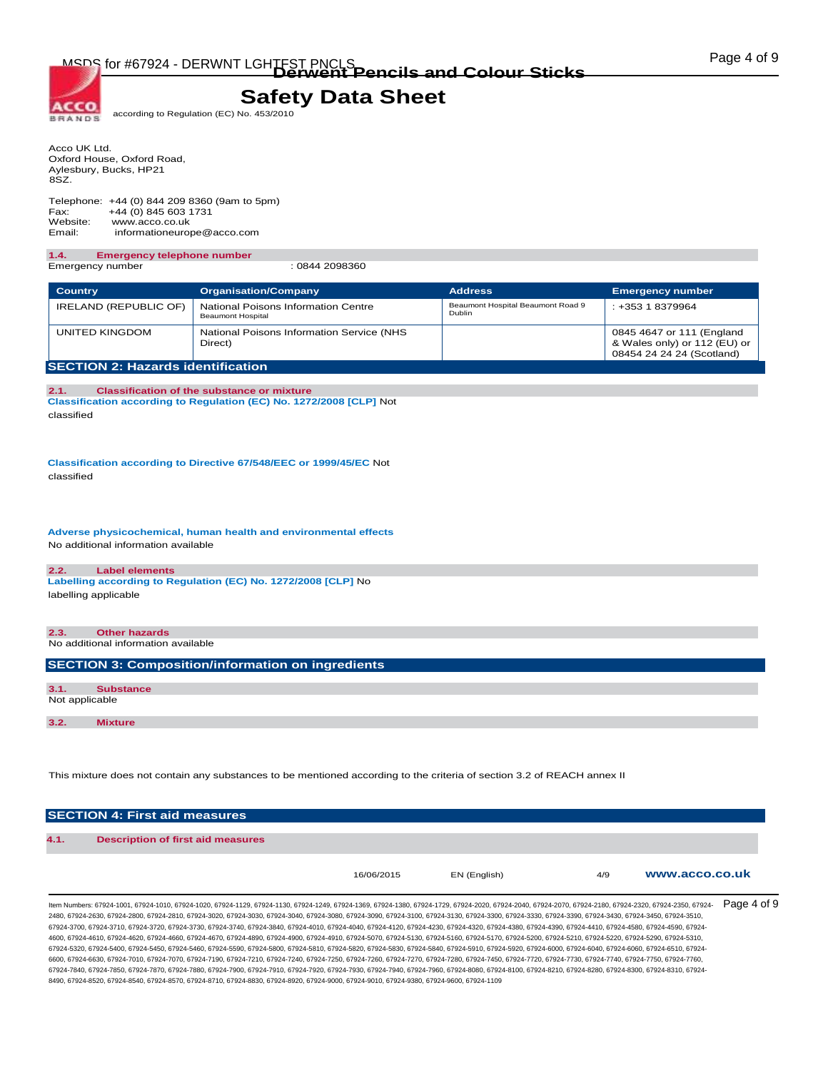Acco UK Ltd.
Oxford House, Oxford Road,
Aylesbury, Bucks, HP21
8SZ.

Telephone: +44 (0) 844 209 8360 (9am to 5pm)
Fax: +44 (0) 845 603 1731
Website: www.acco.co.uk
Email: informationeurope@acco.com

### 1.4. Emergency telephone number

Emergency number : 0844 2098360

| Country | Organisation/Company | Address | Emergency number |
|---|---|---|---|
| IRELAND (REPUBLIC OF) | National Poisons Information Centre Beaumont Hospital | Beaumont Hospital Beaumont Road 9 Dublin | : +353 1 8379964 |
| UNITED KINGDOM | National Poisons Information Service (NHS Direct) | | 0845 4647 or 111 (England & Wales only) or 112 (EU) or 08454 24 24 24 (Scotland) |

## SECTION 2: Hazards identification

### 2.1. Classification of the substance or mixture

**Classification according to Regulation (EC) No. 1272/2008 [CLP]** Not classified

**Classification according to Directive 67/548/EEC or 1999/45/EC** Not classified

**Adverse physicochemical, human health and environmental effects**
No additional information available

### 2.2. Label elements

**Labelling according to Regulation (EC) No. 1272/2008 [CLP]** No labelling applicable

### 2.3. Other hazards

No additional information available

## SECTION 3: Composition/information on ingredients

### 3.1. Substance

Not applicable

### 3.2. Mixture

This mixture does not contain any substances to be mentioned according to the criteria of section 3.2 of REACH annex II

## SECTION 4: First aid measures

### 4.1. Description of first aid measures

Item Numbers: 67924-1001, 67924-1010, 67924-1020, 67924-1129, 67924-1130, 67924-1249, 67924-1369, 67924-1380, 67924-1729, 67924-2020, 67924-2040, 67924-2070, 67924-2180, 67924-2320, 67924-2350, 67924-2480, 67924-2630, 67924-2800, 67924-2810, 67924-3020, 67924-3030, 67924-3040, 67924-3080, 67924-3090, 67924-3100, 67924-3130, 67924-3300, 67924-3330, 67924-3390, 67924-3430, 67924-3450, 67924-3510, 67924-3700, 67924-3710, 67924-3720, 67924-3730, 67924-3740, 67924-3840, 67924-4010, 67924-4040, 67924-4120, 67924-4230, 67924-4320, 67924-4380, 67924-4390, 67924-4410, 67924-4580, 67924-4590, 67924-4600, 67924-4610, 67924-4620, 67924-4660, 67924-4670, 67924-4890, 67924-4900, 67924-4910, 67924-5070, 67924-5130, 67924-5160, 67924-5170, 67924-5200, 67924-5210, 67924-5220, 67924-5290, 67924-5310, 67924-5320, 67924-5400, 67924-5450, 67924-5460, 67924-5590, 67924-5800, 67924-5810, 67924-5820, 67924-5830, 67924-5840, 67924-5910, 67924-5920, 67924-6000, 67924-6040, 67924-6060, 67924-6510, 67924-6600, 67924-6630, 67924-7010, 67924-7070, 67924-7190, 67924-7210, 67924-7240, 67924-7250, 67924-7260, 67924-7270, 67924-7280, 67924-7450, 67924-7720, 67924-7730, 67924-7740, 67924-7750, 67924-7760, 67924-7840, 67924-7850, 67924-7870, 67924-7880, 67924-7900, 67924-7910, 67924-7920, 67924-7930, 67924-7940, 67924-7960, 67924-8080, 67924-8100, 67924-8210, 67924-8280, 67924-8300, 67924-8310, 67924-8490, 67924-8520, 67924-8540, 67924-8570, 67924-8710, 67924-8830, 67924-8920, 67924-9000, 67924-9010, 67924-9380, 67924-9600, 67924-1109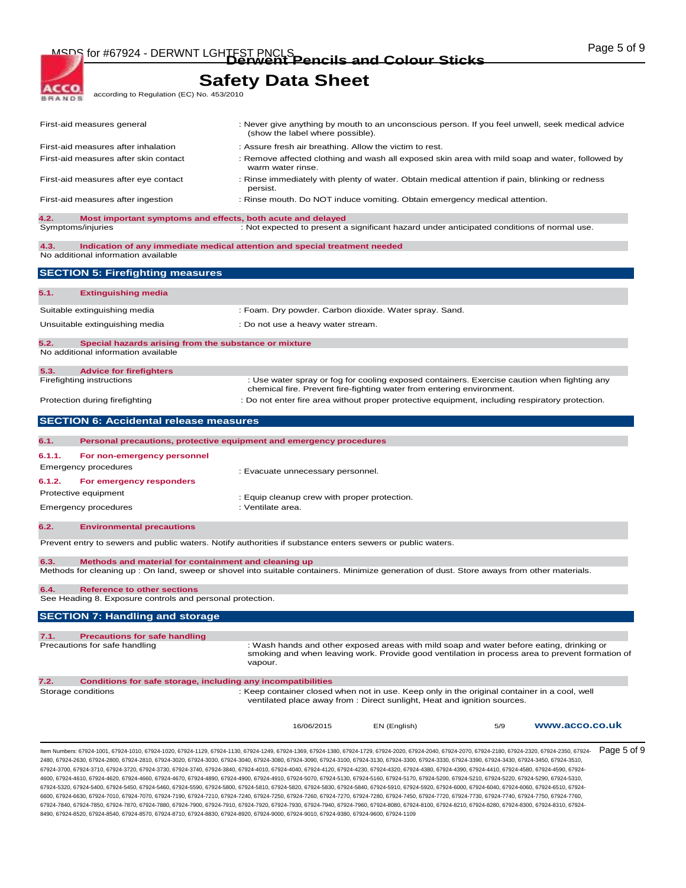| | |
|---|---|
| First-aid measures general | : Never give anything by mouth to an unconscious person. If you feel unwell, seek medical advice (show the label where possible). |
| First-aid measures after inhalation | : Assure fresh air breathing. Allow the victim to rest. |
| First-aid measures after skin contact | : Remove affected clothing and wash all exposed skin area with mild soap and water, followed by warm water rinse. |
| First-aid measures after eye contact | : Rinse immediately with plenty of water. Obtain medical attention if pain, blinking or redness persist. |
| First-aid measures after ingestion | : Rinse mouth. Do NOT induce vomiting. Obtain emergency medical attention. |

### 4.2. Most important symptoms and effects, both acute and delayed

| | |
|---|---|
| Symptoms/injuries | : Not expected to present a significant hazard under anticipated conditions of normal use. |

### 4.3. Indication of any immediate medical attention and special treatment needed

No additional information available

## SECTION 5: Firefighting measures

### 5.1. Extinguishing media

| | |
|---|---|
| Suitable extinguishing media | : Foam. Dry powder. Carbon dioxide. Water spray. Sand. |
| Unsuitable extinguishing media | : Do not use a heavy water stream. |

### 5.2. Special hazards arising from the substance or mixture

No additional information available

### 5.3. Advice for firefighters

| | |
|---|---|
| Firefighting instructions | : Use water spray or fog for cooling exposed containers. Exercise caution when fighting any chemical fire. Prevent fire-fighting water from entering environment. |
| Protection during firefighting | : Do not enter fire area without proper protective equipment, including respiratory protection. |

## SECTION 6: Accidental release measures

### 6.1. Personal precautions, protective equipment and emergency procedures

#### 6.1.1. For non-emergency personnel

| | |
|---|---|
| Emergency procedures | : Evacuate unnecessary personnel. |

#### 6.1.2. For emergency responders

| | |
|---|---|
| Protective equipment | : Equip cleanup crew with proper protection. |
| Emergency procedures | : Ventilate area. |

### 6.2. Environmental precautions

Prevent entry to sewers and public waters. Notify authorities if substance enters sewers or public waters.

### 6.3. Methods and material for containment and cleaning up

Methods for cleaning up : On land, sweep or shovel into suitable containers. Minimize generation of dust. Store aways from other materials.

### 6.4. Reference to other sections

See Heading 8. Exposure controls and personal protection.

## SECTION 7: Handling and storage

### 7.1. Precautions for safe handling

| | |
|---|---|
| Precautions for safe handling | : Wash hands and other exposed areas with mild soap and water before eating, drinking or smoking and when leaving work. Provide good ventilation in process area to prevent formation of vapour. |

### 7.2. Conditions for safe storage, including any incompatibilities

| | |
|---|---|
| Storage conditions | : Keep container closed when not in use. Keep only in the original container in a cool, well ventilated place away from : Direct sunlight, Heat and ignition sources. |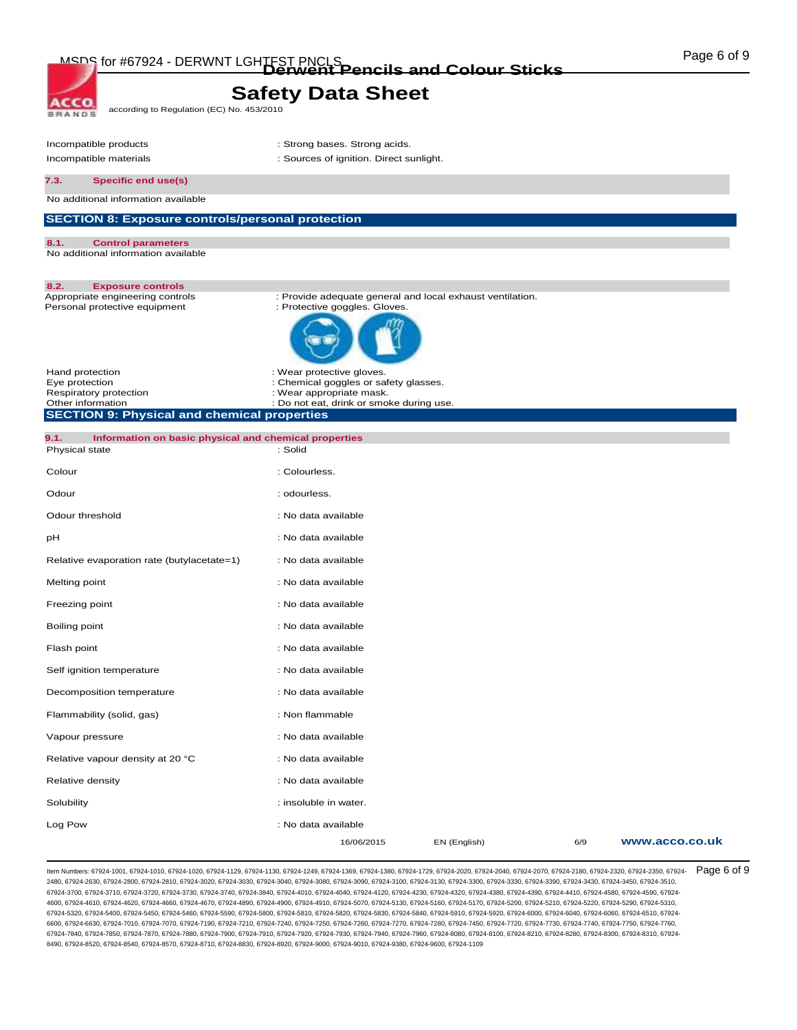| | |
|---|---|
| Incompatible products | : Strong bases. Strong acids. |
| Incompatible materials | : Sources of ignition. Direct sunlight. |

### 7.3. Specific end use(s)

No additional information available

## SECTION 8: Exposure controls/personal protection

### 8.1. Control parameters

No additional information available

### 8.2. Exposure controls

| | |
|---|---|
| Appropriate engineering controls | : Provide adequate general and local exhaust ventilation. |
| Personal protective equipment | : Protective goggles. Gloves. |
| Hand protection | : Wear protective gloves. |
| Eye protection | : Chemical goggles or safety glasses. |
| Respiratory protection | : Wear appropriate mask. |
| Other information | : Do not eat, drink or smoke during use. |

## SECTION 9: Physical and chemical properties

### 9.1. Information on basic physical and chemical properties

| | |
|---|---|
| Physical state | : Solid |
| Colour | : Colourless. |
| Odour | : odourless. |
| Odour threshold | : No data available |
| pH | : No data available |
| Relative evaporation rate (butylacetate=1) | : No data available |
| Melting point | : No data available |
| Freezing point | : No data available |
| Boiling point | : No data available |
| Flash point | : No data available |
| Self ignition temperature | : No data available |
| Decomposition temperature | : No data available |
| Flammability (solid, gas) | : Non flammable |
| Vapour pressure | : No data available |
| Relative vapour density at 20 °C | : No data available |
| Relative density | : No data available |
| Solubility | : insoluble in water. |
| Log Pow | : No data available |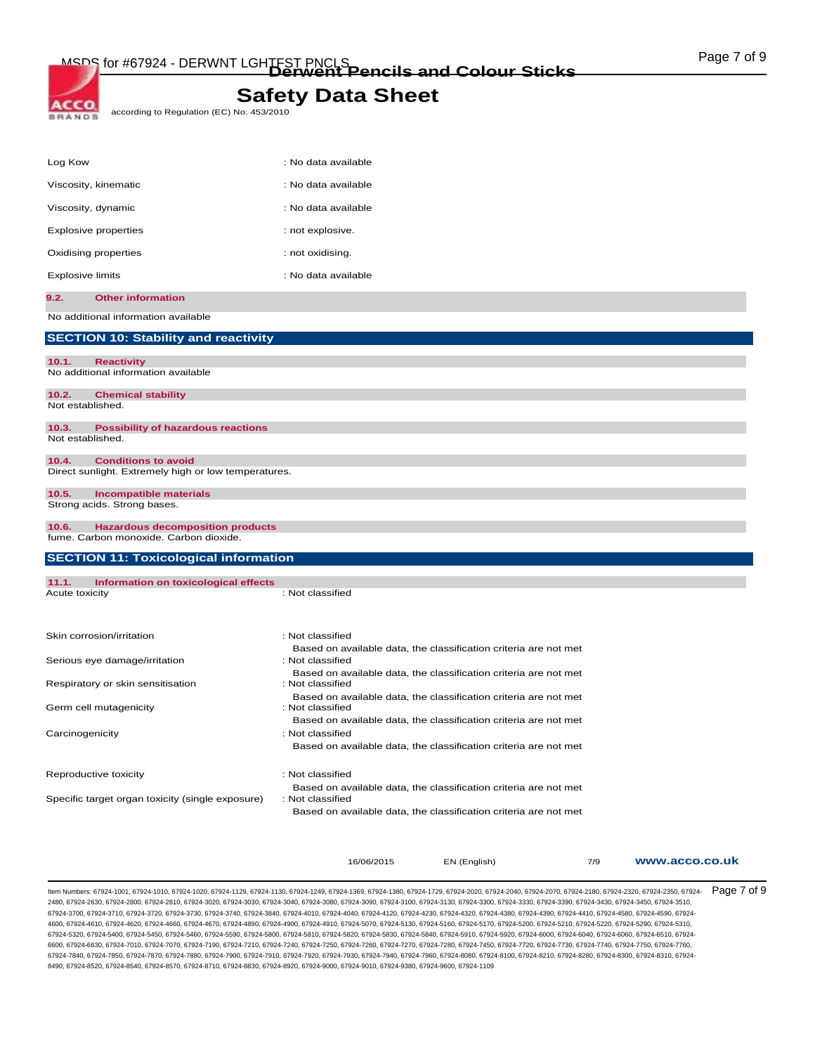| | |
|---|---|
| Log Kow | : No data available |
| Viscosity, kinematic | : No data available |
| Viscosity, dynamic | : No data available |
| Explosive properties | : not explosive. |
| Oxidising properties | : not oxidising. |
| Explosive limits | : No data available |

### 9.2. Other information

No additional information available

## SECTION 10: Stability and reactivity

### 10.1. Reactivity

No additional information available

### 10.2. Chemical stability

Not established.

### 10.3. Possibility of hazardous reactions

Not established.

### 10.4. Conditions to avoid

Direct sunlight. Extremely high or low temperatures.

### 10.5. Incompatible materials

Strong acids. Strong bases.

### 10.6. Hazardous decomposition products

fume. Carbon monoxide. Carbon dioxide.

## SECTION 11: Toxicological information

### 11.1. Information on toxicological effects

| | |
|---|---|
| Acute toxicity | : Not classified |
| Skin corrosion/irritation | : Not classified<br>Based on available data, the classification criteria are not met |
| Serious eye damage/irritation | : Not classified<br>Based on available data, the classification criteria are not met |
| Respiratory or skin sensitisation | : Not classified<br>Based on available data, the classification criteria are not met |
| Germ cell mutagenicity | : Not classified<br>Based on available data, the classification criteria are not met |
| Carcinogenicity | : Not classified<br>Based on available data, the classification criteria are not met |
| Reproductive toxicity | : Not classified<br>Based on available data, the classification criteria are not met |
| Specific target organ toxicity (single exposure) | : Not classified<br>Based on available data, the classification criteria are not met |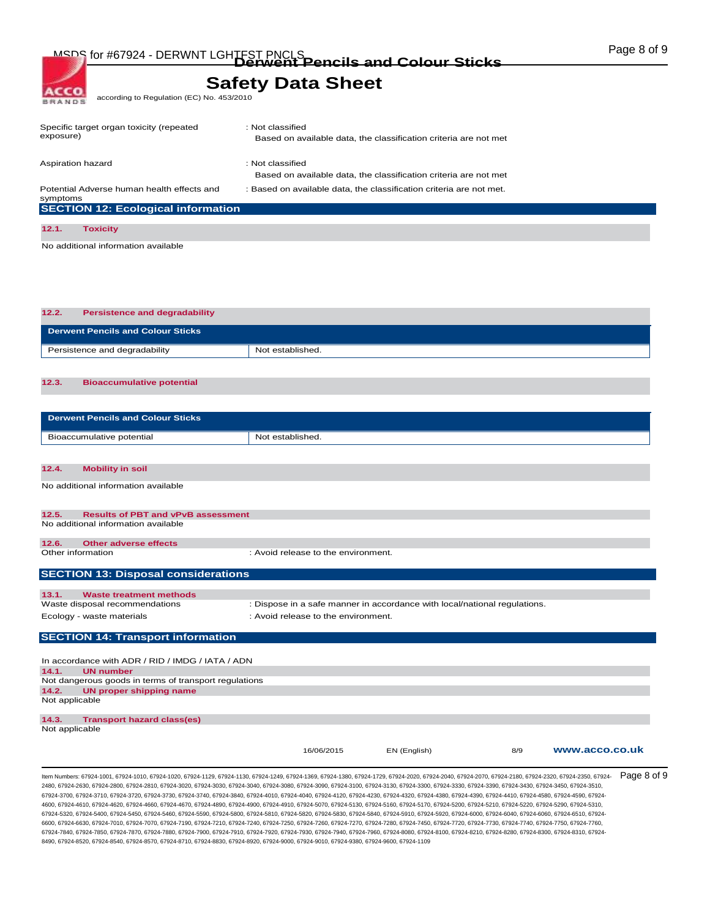| | |
|---|---|
| Specific target organ toxicity (repeated exposure) | : Not classified<br>Based on available data, the classification criteria are not met |
| Aspiration hazard | : Not classified<br>Based on available data, the classification criteria are not met |
| Potential Adverse human health effects and symptoms | : Based on available data, the classification criteria are not met. |

## SECTION 12: Ecological information

### 12.1. Toxicity

No additional information available

### 12.2. Persistence and degradability

| Derwent Pencils and Colour Sticks | |
|---|---|
| Persistence and degradability | Not established. |

### 12.3. Bioaccumulative potential

| Derwent Pencils and Colour Sticks | |
|---|---|
| Bioaccumulative potential | Not established. |

### 12.4. Mobility in soil

No additional information available

### 12.5. Results of PBT and vPvB assessment

No additional information available

### 12.6. Other adverse effects

Other information : Avoid release to the environment.

## SECTION 13: Disposal considerations

### 13.1. Waste treatment methods

| | |
|---|---|
| Waste disposal recommendations | : Dispose in a safe manner in accordance with local/national regulations. |
| Ecology - waste materials | : Avoid release to the environment. |

## SECTION 14: Transport information

In accordance with ADR / RID / IMDG / IATA / ADN

### 14.1. UN number

Not dangerous goods in terms of transport regulations

### 14.2. UN proper shipping name

Not applicable

### 14.3. Transport hazard class(es)

Not applicable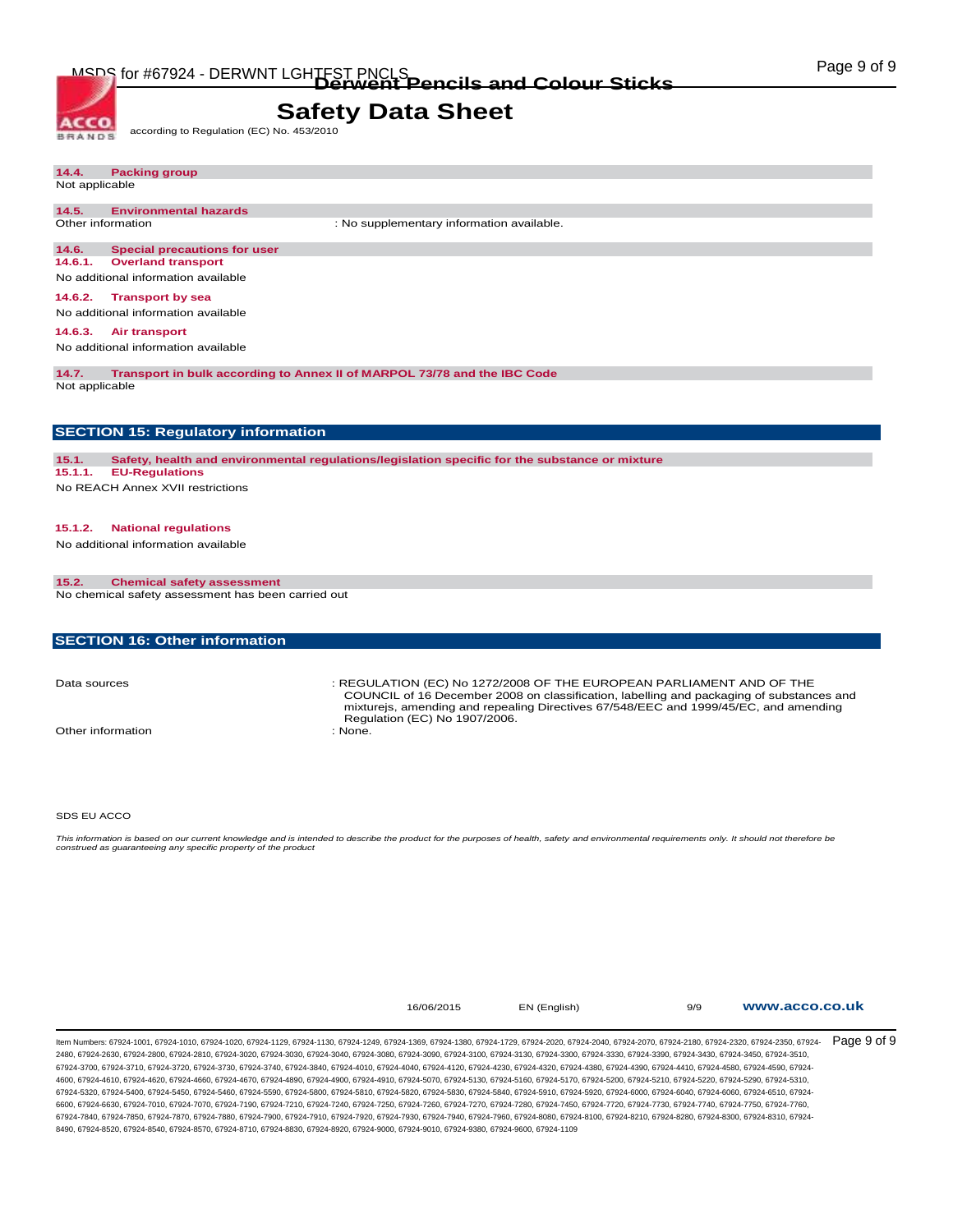#### 14.4. Packing group

Not applicable

#### 14.5. Environmental hazards

Other information : No supplementary information available.

#### 14.6. Special precautions for user

##### 14.6.1. Overland transport

No additional information available

##### 14.6.2. Transport by sea

No additional information available

##### 14.6.3. Air transport

No additional information available

#### 14.7. Transport in bulk according to Annex II of MARPOL 73/78 and the IBC Code

Not applicable

## SECTION 15: Regulatory information

#### 15.1. Safety, health and environmental regulations/legislation specific for the substance or mixture

##### 15.1.1. EU-Regulations

No REACH Annex XVII restrictions

##### 15.1.2. National regulations

No additional information available

#### 15.2. Chemical safety assessment

No chemical safety assessment has been carried out

## SECTION 16: Other information

Data sources : REGULATION (EC) No 1272/2008 OF THE EUROPEAN PARLIAMENT AND OF THE COUNCIL of 16 December 2008 on classification, labelling and packaging of substances and mixturejs, amending and repealing Directives 67/548/EEC and 1999/45/EC, and amending Regulation (EC) No 1907/2006.

Other information : None.

SDS EU ACCO

*This information is based on our current knowledge and is intended to describe the product for the purposes of health, safety and environmental requirements only. It should not therefore be construed as guaranteeing any specific property of the product*

16/06/2015 EN (English) 9/9 www.acco.co.uk

Item Numbers: 67924-1001, 67924-1010, 67924-1020, 67924-1129, 67924-1130, 67924-1249, 67924-1369, 67924-1380, 67924-1729, 67924-2020, 67924-2040, 67924-2070, 67924-2180, 67924-2320, 67924-2350, 67924-2480, 67924-2630, 67924-2800, 67924-2810, 67924-3020, 67924-3030, 67924-3040, 67924-3080, 67924-3090, 67924-3100, 67924-3130, 67924-3300, 67924-3330, 67924-3390, 67924-3430, 67924-3450, 67924-3510, 67924-3700, 67924-3710, 67924-3720, 67924-3730, 67924-3740, 67924-3840, 67924-4010, 67924-4040, 67924-4120, 67924-4230, 67924-4320, 67924-4380, 67924-4390, 67924-4410, 67924-4580, 67924-4590, 67924-4600, 67924-4610, 67924-4620, 67924-4660, 67924-4670, 67924-4890, 67924-4900, 67924-4910, 67924-5070, 67924-5130, 67924-5160, 67924-5170, 67924-5200, 67924-5210, 67924-5220, 67924-5290, 67924-5310, 67924-5320, 67924-5400, 67924-5450, 67924-5460, 67924-5590, 67924-5800, 67924-5810, 67924-5820, 67924-5830, 67924-5840, 67924-5910, 67924-5920, 67924-6000, 67924-6040, 67924-6060, 67924-6510, 67924-6600, 67924-6630, 67924-7010, 67924-7070, 67924-7190, 67924-7210, 67924-7240, 67924-7250, 67924-7260, 67924-7270, 67924-7280, 67924-7450, 67924-7720, 67924-7730, 67924-7740, 67924-7750, 67924-7760, 67924-7840, 67924-7850, 67924-7870, 67924-7880, 67924-7900, 67924-7910, 67924-7920, 67924-7930, 67924-7940, 67924-7960, 67924-8080, 67924-8100, 67924-8210, 67924-8280, 67924-8300, 67924-8310, 67924-8490, 67924-8520, 67924-8540, 67924-8570, 67924-8710, 67924-8830, 67924-8920, 67924-9000, 67924-9010, 67924-9380, 67924-9600, 67924-1109